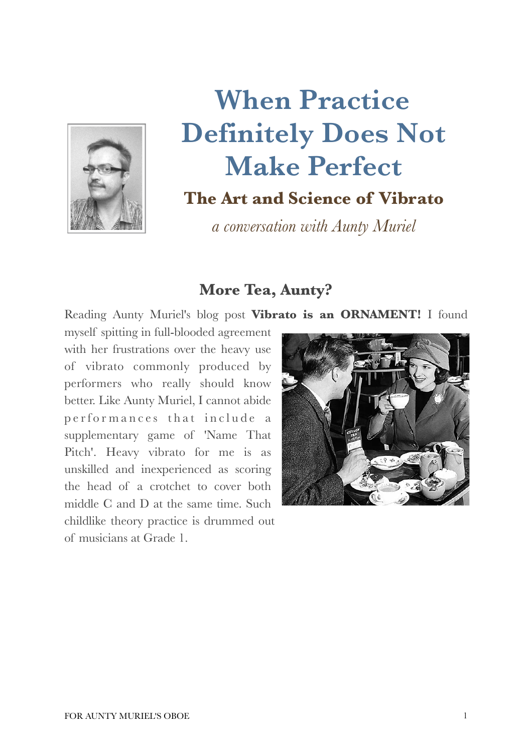# When Practice Definitely Does Not Make Perfect

## The Art and Science of Vibrato

*a conversation with Aunty Muriel*

### More Tea, Aunty?

Reading Aunty Muriel's blog post **Vibrato is an ORNAMENT!** I found myself spitting in full-blooded agreement with her frustrations over the heavy use of vibrato commonly produced by performers who really should know better. Like Aunty Muriel, I cannot abide performances that include a supplementary game of 'Name That Pitch'. Heavy vibrato for me is as unskilled and inexperienced as scoring the head of a crotchet to cover both middle C and D at the same time. Such childlike theory practice is drummed out of musicians at Grade 1.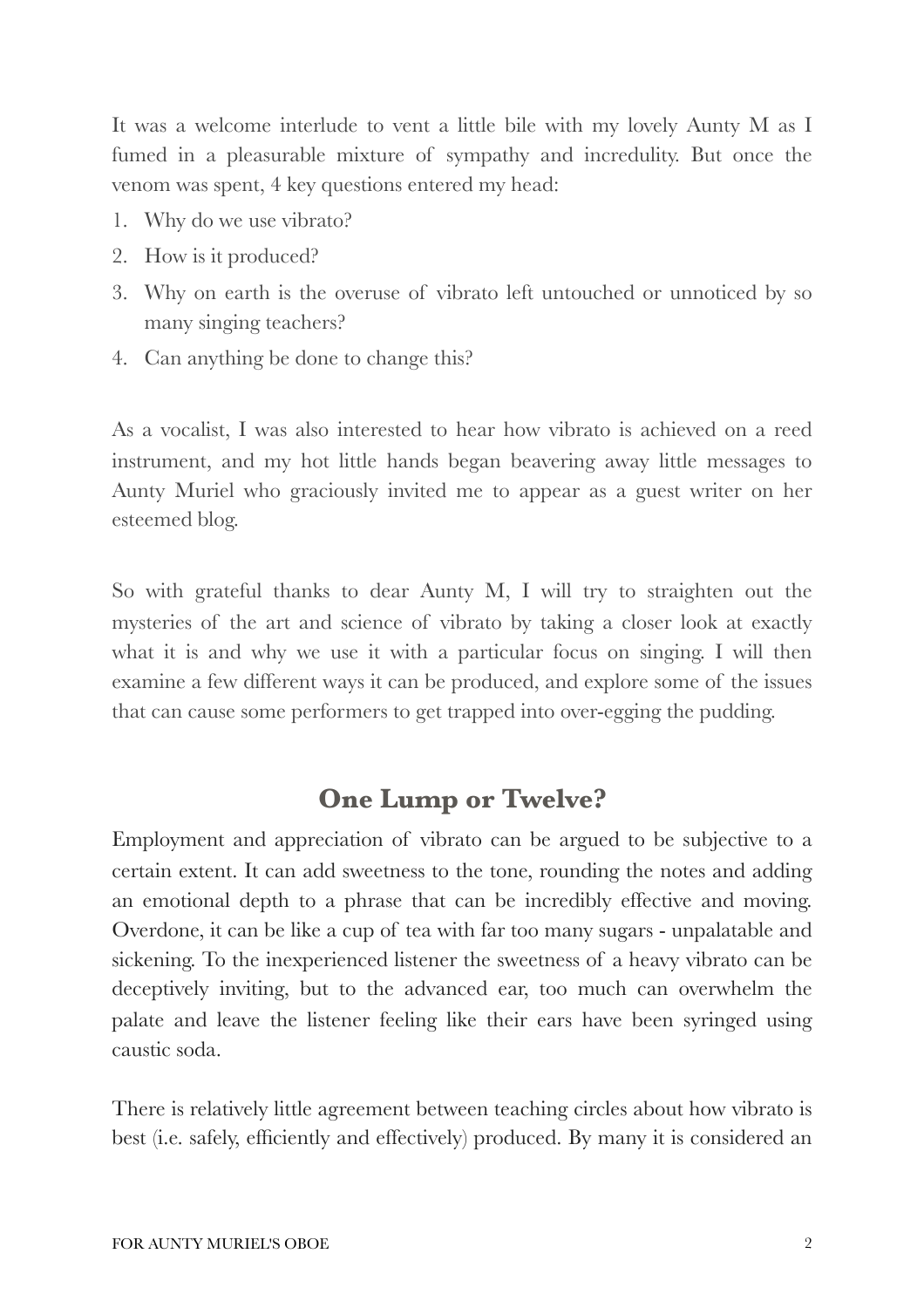It was a welcome interlude to vent a little bile with my lovely Aunty M as I fumed in a pleasurable mixture of sympathy and incredulity. But once the venom was spent, 4 key questions entered my head:

1. Why do we use vibrato?
2. How is it produced?
3. Why on earth is the overuse of vibrato left untouched or unnoticed by so many singing teachers?
4. Can anything be done to change this?

As a vocalist, I was also interested to hear how vibrato is achieved on a reed instrument, and my hot little hands began beavering away little messages to Aunty Muriel who graciously invited me to appear as a guest writer on her esteemed blog.

So with grateful thanks to dear Aunty M, I will try to straighten out the mysteries of the art and science of vibrato by taking a closer look at exactly what it is and why we use it with a particular focus on singing. I will then examine a few different ways it can be produced, and explore some of the issues that can cause some performers to get trapped into over-egging the pudding.

## One Lump or Twelve?

Employment and appreciation of vibrato can be argued to be subjective to a certain extent. It can add sweetness to the tone, rounding the notes and adding an emotional depth to a phrase that can be incredibly effective and moving. Overdone, it can be like a cup of tea with far too many sugars - unpalatable and sickening. To the inexperienced listener the sweetness of a heavy vibrato can be deceptively inviting, but to the advanced ear, too much can overwhelm the palate and leave the listener feeling like their ears have been syringed using caustic soda.

There is relatively little agreement between teaching circles about how vibrato is best (i.e. safely, efficiently and effectively) produced. By many it is considered an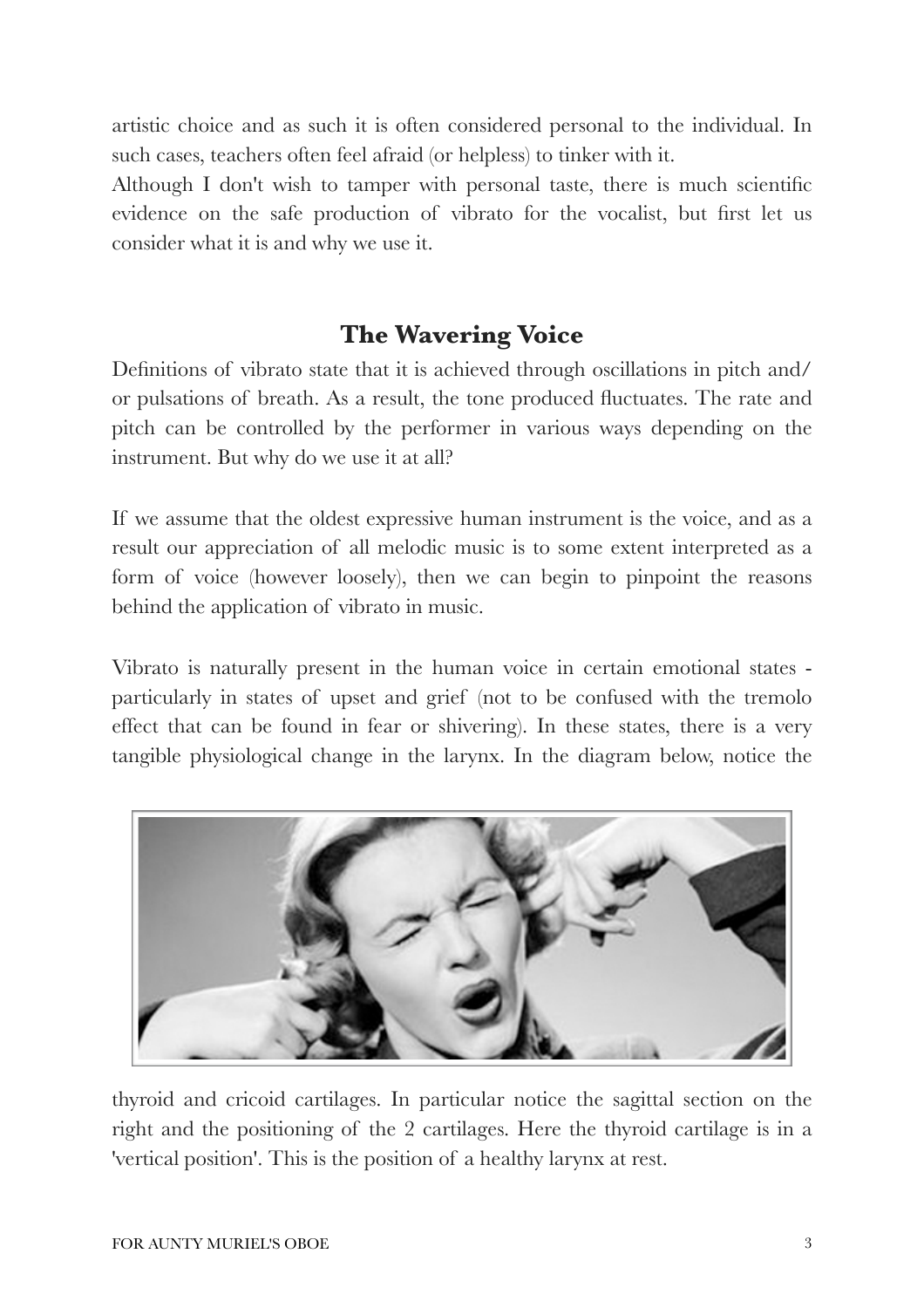artistic choice and as such it is often considered personal to the individual. In such cases, teachers often feel afraid (or helpless) to tinker with it.
Although I don't wish to tamper with personal taste, there is much scientific evidence on the safe production of vibrato for the vocalist, but first let us consider what it is and why we use it.

## The Wavering Voice

Definitions of vibrato state that it is achieved through oscillations in pitch and/or pulsations of breath. As a result, the tone produced fluctuates. The rate and pitch can be controlled by the performer in various ways depending on the instrument. But why do we use it at all?

If we assume that the oldest expressive human instrument is the voice, and as a result our appreciation of all melodic music is to some extent interpreted as a form of voice (however loosely), then we can begin to pinpoint the reasons behind the application of vibrato in music.

Vibrato is naturally present in the human voice in certain emotional states - particularly in states of upset and grief (not to be confused with the tremolo effect that can be found in fear or shivering). In these states, there is a very tangible physiological change in the larynx. In the diagram below, notice the thyroid and cricoid cartilages. In particular notice the sagittal section on the right and the positioning of the 2 cartilages. Here the thyroid cartilage is in a 'vertical position'. This is the position of a healthy larynx at rest.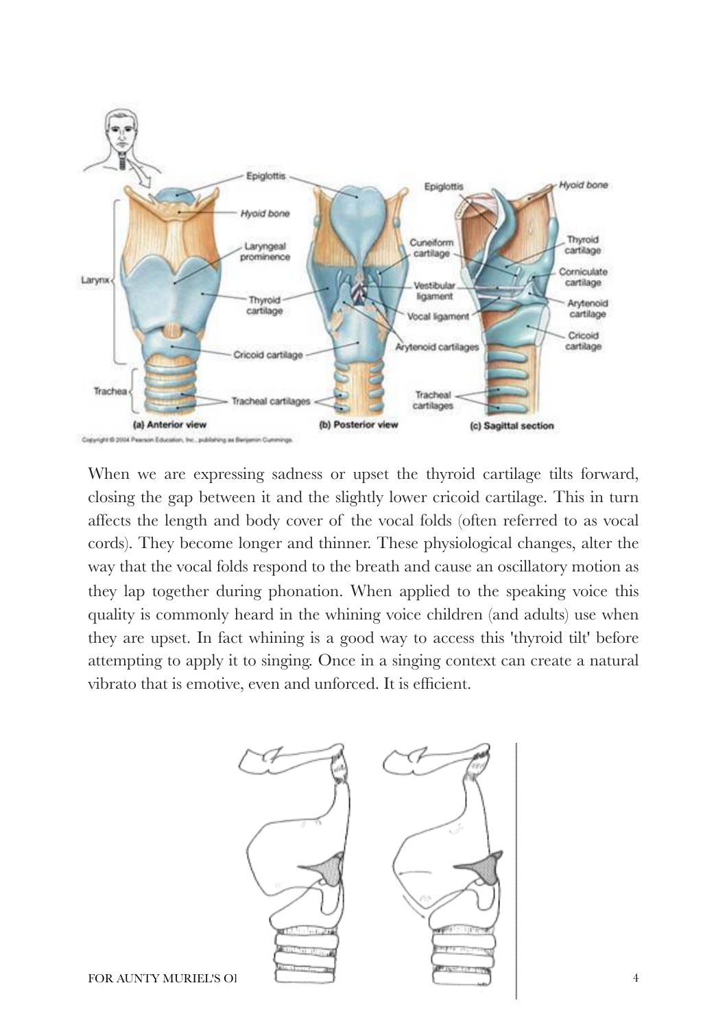When we are expressing sadness or upset the thyroid cartilage tilts forward, closing the gap between it and the slightly lower cricoid cartilage. This in turn affects the length and body cover of the vocal folds (often referred to as vocal cords). They become longer and thinner. These physiological changes, alter the way that the vocal folds respond to the breath and cause an oscillatory motion as they lap together during phonation. When applied to the speaking voice this quality is commonly heard in the whining voice children (and adults) use when they are upset. In fact whining is a good way to access this 'thyroid tilt' before attempting to apply it to singing. Once in a singing context can create a natural vibrato that is emotive, even and unforced. It is efficient.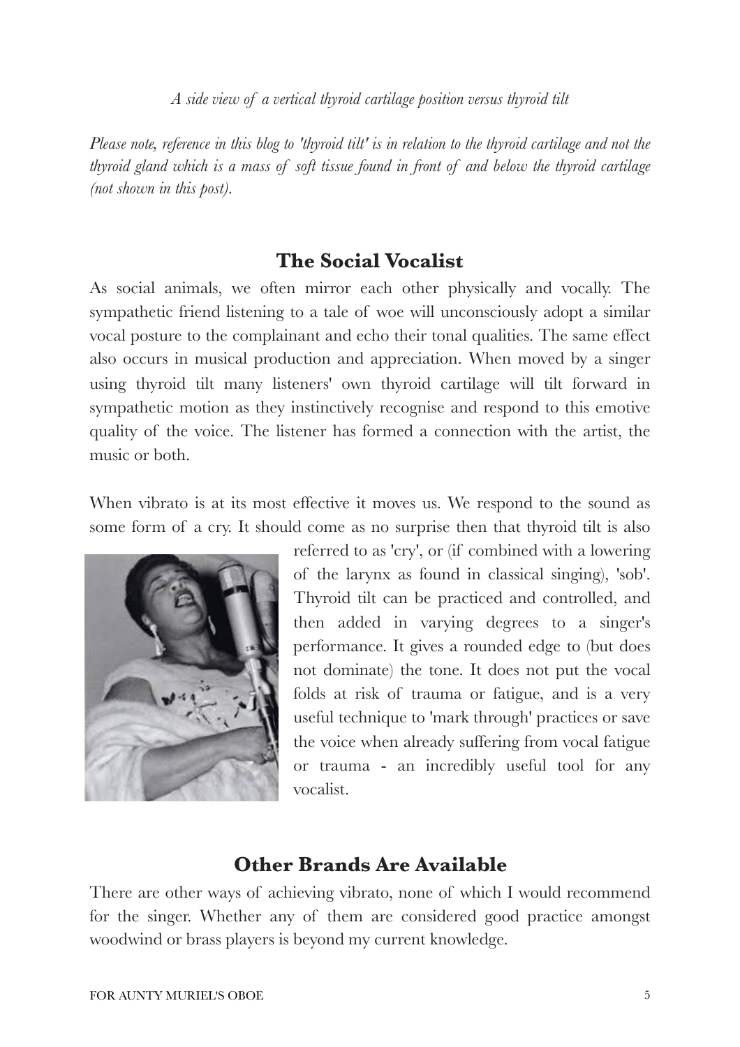*A side view of a vertical thyroid cartilage position versus thyroid tilt*

*Please note, reference in this blog to 'thyroid tilt' is in relation to the thyroid cartilage and not the thyroid gland which is a mass of soft tissue found in front of and below the thyroid cartilage (not shown in this post).*

## The Social Vocalist

As social animals, we often mirror each other physically and vocally. The sympathetic friend listening to a tale of woe will unconsciously adopt a similar vocal posture to the complainant and echo their tonal qualities. The same effect also occurs in musical production and appreciation. When moved by a singer using thyroid tilt many listeners' own thyroid cartilage will tilt forward in sympathetic motion as they instinctively recognise and respond to this emotive quality of the voice. The listener has formed a connection with the artist, the music or both.

When vibrato is at its most effective it moves us. We respond to the sound as some form of a cry. It should come as no surprise then that thyroid tilt is also referred to as 'cry', or (if combined with a lowering of the larynx as found in classical singing), 'sob'. Thyroid tilt can be practiced and controlled, and then added in varying degrees to a singer's performance. It gives a rounded edge to (but does not dominate) the tone. It does not put the vocal folds at risk of trauma or fatigue, and is a very useful technique to 'mark through' practices or save the voice when already suffering from vocal fatigue or trauma - an incredibly useful tool for any vocalist.

## Other Brands Are Available

There are other ways of achieving vibrato, none of which I would recommend for the singer. Whether any of them are considered good practice amongst woodwind or brass players is beyond my current knowledge.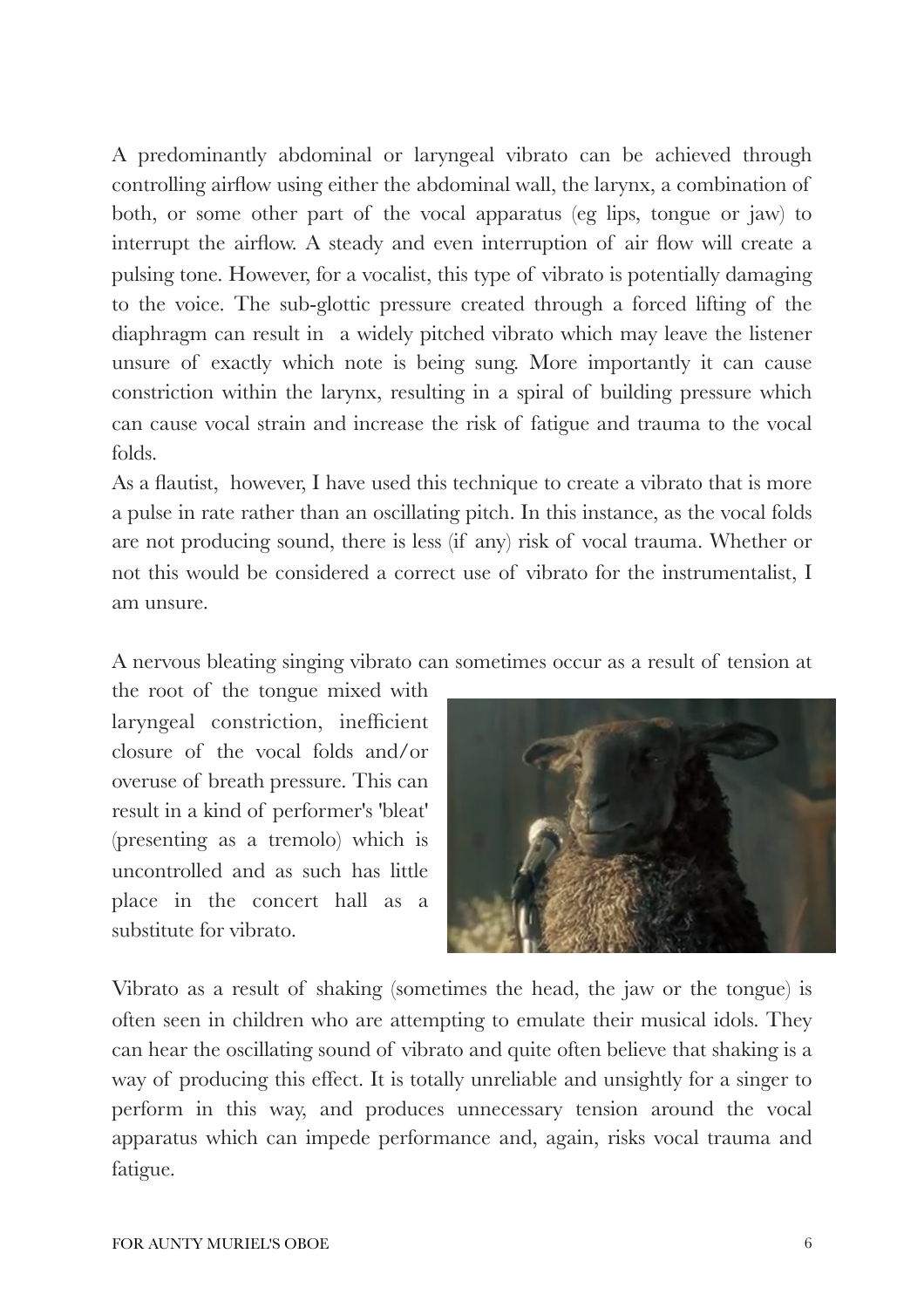A predominantly abdominal or laryngeal vibrato can be achieved through controlling airflow using either the abdominal wall, the larynx, a combination of both, or some other part of the vocal apparatus (eg lips, tongue or jaw) to interrupt the airflow. A steady and even interruption of air flow will create a pulsing tone. However, for a vocalist, this type of vibrato is potentially damaging to the voice. The sub-glottic pressure created through a forced lifting of the diaphragm can result in a widely pitched vibrato which may leave the listener unsure of exactly which note is being sung. More importantly it can cause constriction within the larynx, resulting in a spiral of building pressure which can cause vocal strain and increase the risk of fatigue and trauma to the vocal folds.

As a flautist, however, I have used this technique to create a vibrato that is more a pulse in rate rather than an oscillating pitch. In this instance, as the vocal folds are not producing sound, there is less (if any) risk of vocal trauma. Whether or not this would be considered a correct use of vibrato for the instrumentalist, I am unsure.

A nervous bleating singing vibrato can sometimes occur as a result of tension at the root of the tongue mixed with laryngeal constriction, inefficient closure of the vocal folds and/or overuse of breath pressure. This can result in a kind of performer's 'bleat' (presenting as a tremolo) which is uncontrolled and as such has little place in the concert hall as a substitute for vibrato.

Vibrato as a result of shaking (sometimes the head, the jaw or the tongue) is often seen in children who are attempting to emulate their musical idols. They can hear the oscillating sound of vibrato and quite often believe that shaking is a way of producing this effect. It is totally unreliable and unsightly for a singer to perform in this way, and produces unnecessary tension around the vocal apparatus which can impede performance and, again, risks vocal trauma and fatigue.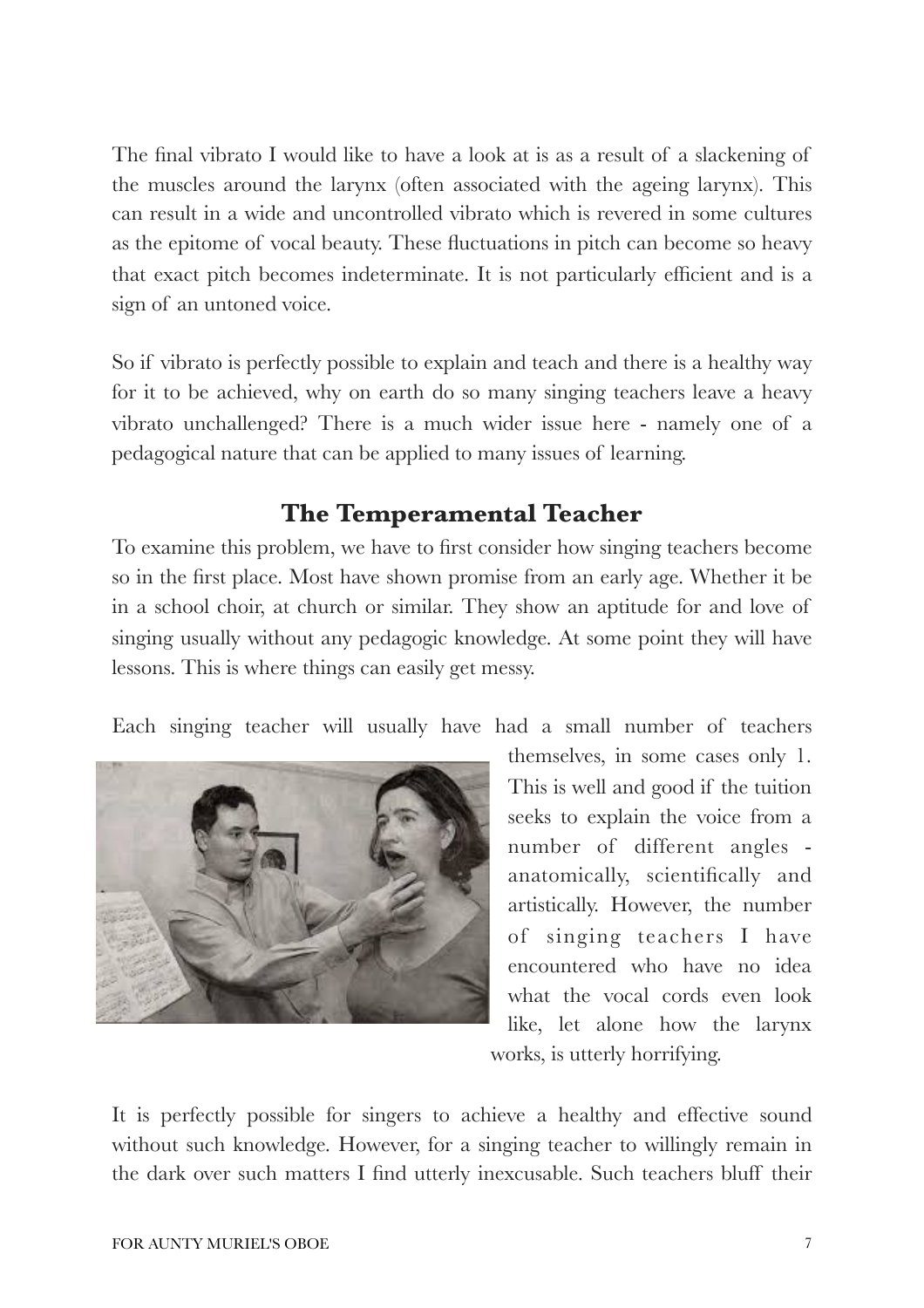The final vibrato I would like to have a look at is as a result of a slackening of the muscles around the larynx (often associated with the ageing larynx). This can result in a wide and uncontrolled vibrato which is revered in some cultures as the epitome of vocal beauty. These fluctuations in pitch can become so heavy that exact pitch becomes indeterminate. It is not particularly efficient and is a sign of an untoned voice.

So if vibrato is perfectly possible to explain and teach and there is a healthy way for it to be achieved, why on earth do so many singing teachers leave a heavy vibrato unchallenged? There is a much wider issue here - namely one of a pedagogical nature that can be applied to many issues of learning.

## The Temperamental Teacher

To examine this problem, we have to first consider how singing teachers become so in the first place. Most have shown promise from an early age. Whether it be in a school choir, at church or similar. They show an aptitude for and love of singing usually without any pedagogic knowledge. At some point they will have lessons. This is where things can easily get messy.

Each singing teacher will usually have had a small number of teachers themselves, in some cases only 1. This is well and good if the tuition seeks to explain the voice from a number of different angles - anatomically, scientifically and artistically. However, the number of singing teachers I have encountered who have no idea what the vocal cords even look like, let alone how the larynx works, is utterly horrifying.

It is perfectly possible for singers to achieve a healthy and effective sound without such knowledge. However, for a singing teacher to willingly remain in the dark over such matters I find utterly inexcusable. Such teachers bluff their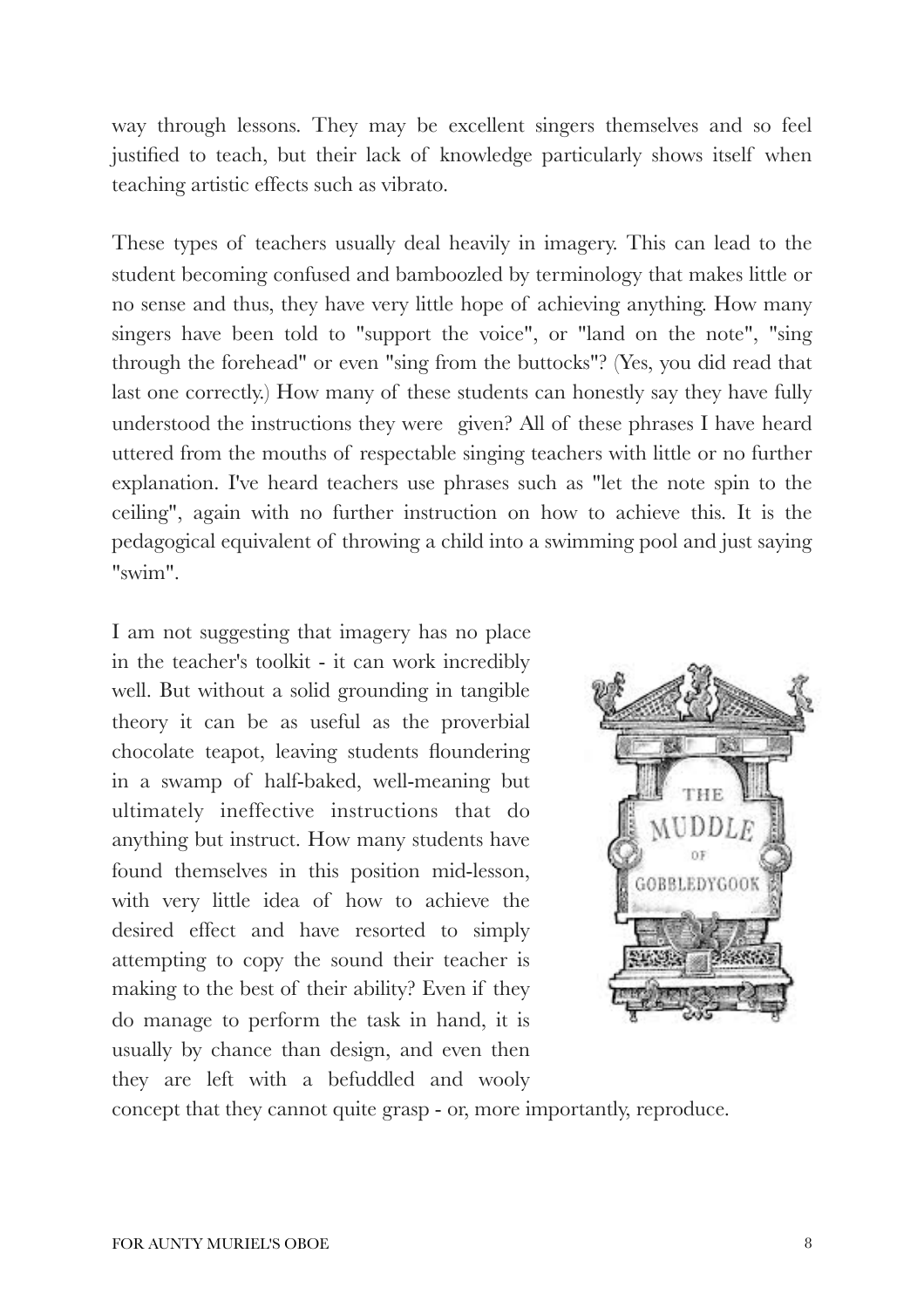way through lessons. They may be excellent singers themselves and so feel justified to teach, but their lack of knowledge particularly shows itself when teaching artistic effects such as vibrato.

These types of teachers usually deal heavily in imagery. This can lead to the student becoming confused and bamboozled by terminology that makes little or no sense and thus, they have very little hope of achieving anything. How many singers have been told to "support the voice", or "land on the note", "sing through the forehead" or even "sing from the buttocks"? (Yes, you did read that last one correctly.) How many of these students can honestly say they have fully understood the instructions they were given? All of these phrases I have heard uttered from the mouths of respectable singing teachers with little or no further explanation. I've heard teachers use phrases such as "let the note spin to the ceiling", again with no further instruction on how to achieve this. It is the pedagogical equivalent of throwing a child into a swimming pool and just saying "swim".

I am not suggesting that imagery has no place in the teacher's toolkit - it can work incredibly well. But without a solid grounding in tangible theory it can be as useful as the proverbial chocolate teapot, leaving students floundering in a swamp of half-baked, well-meaning but ultimately ineffective instructions that do anything but instruct. How many students have found themselves in this position mid-lesson, with very little idea of how to achieve the desired effect and have resorted to simply attempting to copy the sound their teacher is making to the best of their ability? Even if they do manage to perform the task in hand, it is usually by chance than design, and even then they are left with a befuddled and wooly concept that they cannot quite grasp - or, more importantly, reproduce.

THE MUDDLE OF GOBBLEDYGOOK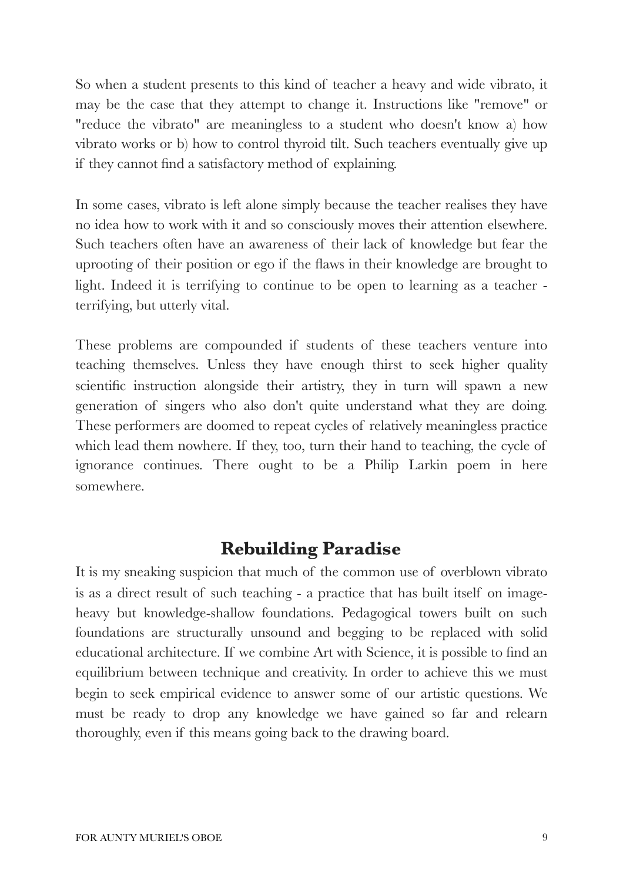So when a student presents to this kind of teacher a heavy and wide vibrato, it may be the case that they attempt to change it. Instructions like "remove" or "reduce the vibrato" are meaningless to a student who doesn't know a) how vibrato works or b) how to control thyroid tilt. Such teachers eventually give up if they cannot find a satisfactory method of explaining.

In some cases, vibrato is left alone simply because the teacher realises they have no idea how to work with it and so consciously moves their attention elsewhere. Such teachers often have an awareness of their lack of knowledge but fear the uprooting of their position or ego if the flaws in their knowledge are brought to light. Indeed it is terrifying to continue to be open to learning as a teacher - terrifying, but utterly vital.

These problems are compounded if students of these teachers venture into teaching themselves. Unless they have enough thirst to seek higher quality scientific instruction alongside their artistry, they in turn will spawn a new generation of singers who also don't quite understand what they are doing. These performers are doomed to repeat cycles of relatively meaningless practice which lead them nowhere. If they, too, turn their hand to teaching, the cycle of ignorance continues. There ought to be a Philip Larkin poem in here somewhere.

## Rebuilding Paradise

It is my sneaking suspicion that much of the common use of overblown vibrato is as a direct result of such teaching - a practice that has built itself on image-heavy but knowledge-shallow foundations. Pedagogical towers built on such foundations are structurally unsound and begging to be replaced with solid educational architecture. If we combine Art with Science, it is possible to find an equilibrium between technique and creativity. In order to achieve this we must begin to seek empirical evidence to answer some of our artistic questions. We must be ready to drop any knowledge we have gained so far and relearn thoroughly, even if this means going back to the drawing board.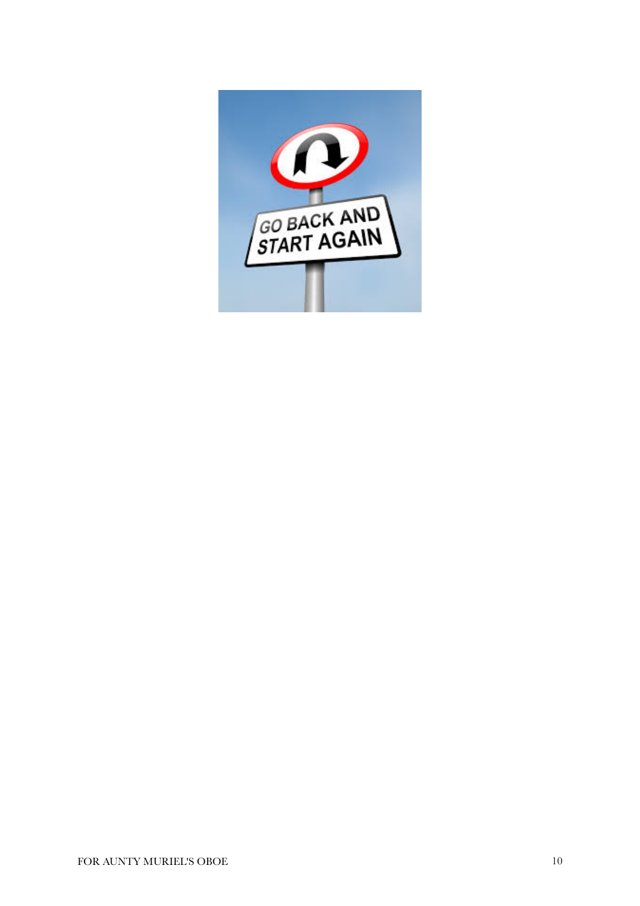GO BACK AND START AGAIN